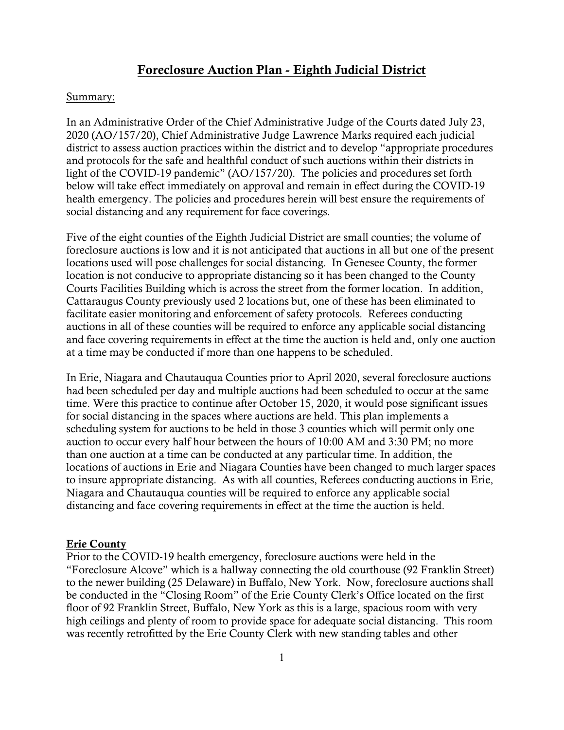# Foreclosure Auction Plan - Eighth Judicial District

Summary:

In an Administrative Order of the Chief Administrative Judge of the Courts dated July 23, 2020 (AO/157/20), Chief Administrative Judge Lawrence Marks required each judicial district to assess auction practices within the district and to develop "appropriate procedures and protocols for the safe and healthful conduct of such auctions within their districts in light of the COVID-19 pandemic" (AO/157/20). The policies and procedures set forth below will take effect immediately on approval and remain in effect during the COVID-19 health emergency. The policies and procedures herein will best ensure the requirements of social distancing and any requirement for face coverings.

Five of the eight counties of the Eighth Judicial District are small counties; the volume of foreclosure auctions is low and it is not anticipated that auctions in all but one of the present locations used will pose challenges for social distancing. In Genesee County, the former location is not conducive to appropriate distancing so it has been changed to the County Courts Facilities Building which is across the street from the former location. In addition, Cattaraugus County previously used 2 locations but, one of these has been eliminated to facilitate easier monitoring and enforcement of safety protocols. Referees conducting auctions in all of these counties will be required to enforce any applicable social distancing and face covering requirements in effect at the time the auction is held and, only one auction at a time may be conducted if more than one happens to be scheduled.

In Erie, Niagara and Chautauqua Counties prior to April 2020, several foreclosure auctions had been scheduled per day and multiple auctions had been scheduled to occur at the same time. Were this practice to continue after October 15, 2020, it would pose significant issues for social distancing in the spaces where auctions are held. This plan implements a scheduling system for auctions to be held in those 3 counties which will permit only one auction to occur every half hour between the hours of 10:00 AM and 3:30 PM; no more than one auction at a time can be conducted at any particular time. In addition, the locations of auctions in Erie and Niagara Counties have been changed to much larger spaces to insure appropriate distancing. As with all counties, Referees conducting auctions in Erie, Niagara and Chautauqua counties will be required to enforce any applicable social distancing and face covering requirements in effect at the time the auction is held.

## Erie County

Prior to the COVID-19 health emergency, foreclosure auctions were held in the "Foreclosure Alcove" which is a hallway connecting the old courthouse (92 Franklin Street) to the newer building (25 Delaware) in Buffalo, New York. Now, foreclosure auctions shall be conducted in the "Closing Room" of the Erie County Clerk's Office located on the first floor of 92 Franklin Street, Buffalo, New York as this is a large, spacious room with very high ceilings and plenty of room to provide space for adequate social distancing. This room was recently retrofitted by the Erie County Clerk with new standing tables and other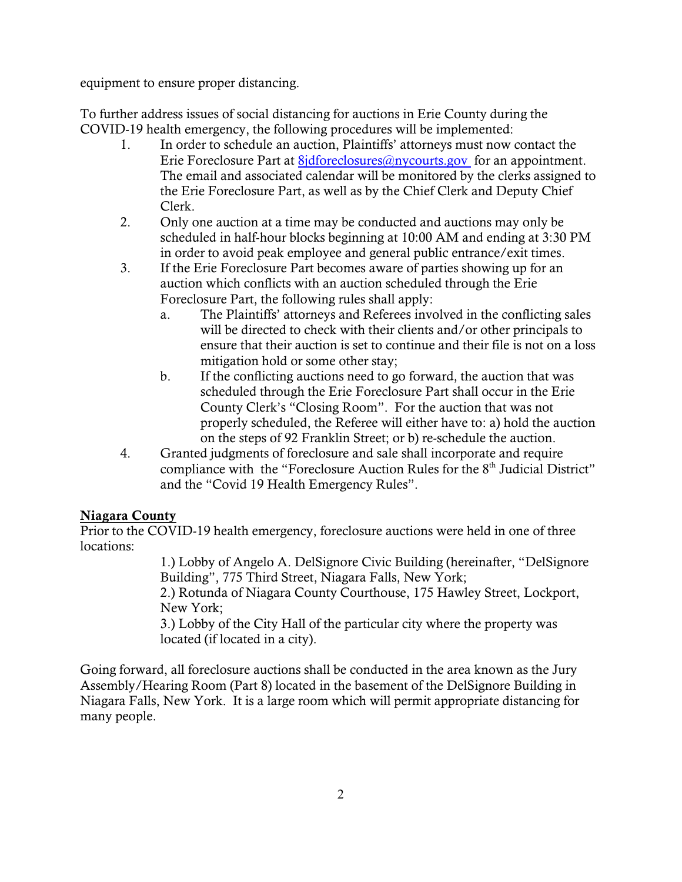equipment to ensure proper distancing.

To further address issues of social distancing for auctions in Erie County during the COVID-19 health emergency, the following procedures will be implemented:

1. In order to schedule an auction, Plaintiffs' attorneys must now contact the Erie Foreclosure Part at 8jdforeclosures@nycourts.gov for an appointment. The email and associated calendar will be monitored by the clerks assigned to the Erie Foreclosure Part, as well as by the Chief Clerk and Deputy Chief Clerk.
2. Only one auction at a time may be conducted and auctions may only be scheduled in half-hour blocks beginning at 10:00 AM and ending at 3:30 PM in order to avoid peak employee and general public entrance/exit times.
3. If the Erie Foreclosure Part becomes aware of parties showing up for an auction which conflicts with an auction scheduled through the Erie Foreclosure Part, the following rules shall apply:
   a. The Plaintiffs' attorneys and Referees involved in the conflicting sales will be directed to check with their clients and/or other principals to ensure that their auction is set to continue and their file is not on a loss mitigation hold or some other stay;
   b. If the conflicting auctions need to go forward, the auction that was scheduled through the Erie Foreclosure Part shall occur in the Erie County Clerk's "Closing Room". For the auction that was not properly scheduled, the Referee will either have to: a) hold the auction on the steps of 92 Franklin Street; or b) re-schedule the auction.
4. Granted judgments of foreclosure and sale shall incorporate and require compliance with the "Foreclosure Auction Rules for the 8th Judicial District" and the "Covid 19 Health Emergency Rules".

## Niagara County

Prior to the COVID-19 health emergency, foreclosure auctions were held in one of three locations:

> 1.) Lobby of Angelo A. DelSignore Civic Building (hereinafter, "DelSignore Building", 775 Third Street, Niagara Falls, New York;
>
> 2.) Rotunda of Niagara County Courthouse, 175 Hawley Street, Lockport, New York;
>
> 3.) Lobby of the City Hall of the particular city where the property was located (if located in a city).

Going forward, all foreclosure auctions shall be conducted in the area known as the Jury Assembly/Hearing Room (Part 8) located in the basement of the DelSignore Building in Niagara Falls, New York. It is a large room which will permit appropriate distancing for many people.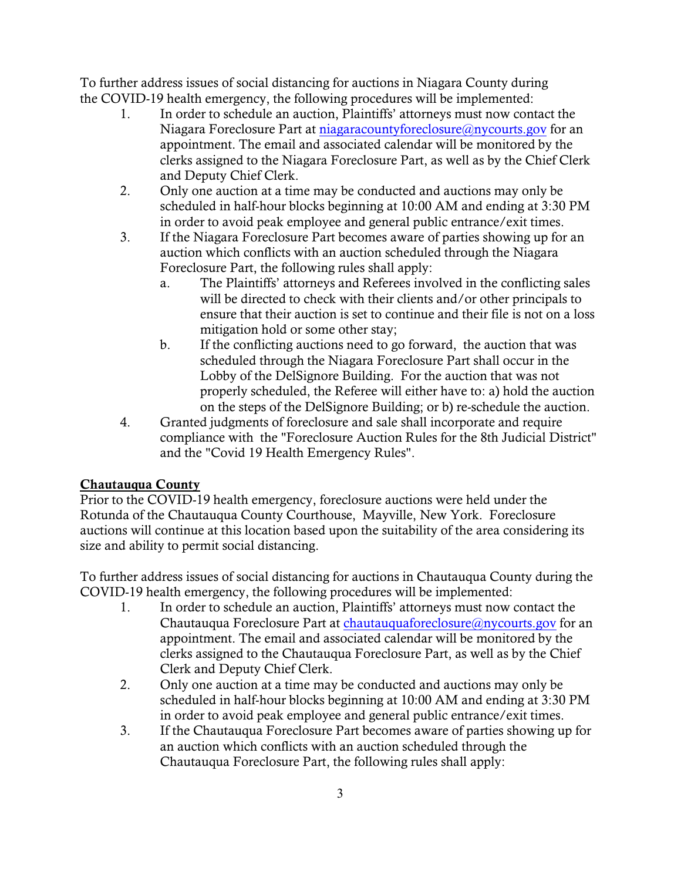To further address issues of social distancing for auctions in Niagara County during the COVID-19 health emergency, the following procedures will be implemented:

1. In order to schedule an auction, Plaintiffs' attorneys must now contact the Niagara Foreclosure Part at niagaracountyforeclosure@nycourts.gov for an appointment. The email and associated calendar will be monitored by the clerks assigned to the Niagara Foreclosure Part, as well as by the Chief Clerk and Deputy Chief Clerk.
2. Only one auction at a time may be conducted and auctions may only be scheduled in half-hour blocks beginning at 10:00 AM and ending at 3:30 PM in order to avoid peak employee and general public entrance/exit times.
3. If the Niagara Foreclosure Part becomes aware of parties showing up for an auction which conflicts with an auction scheduled through the Niagara Foreclosure Part, the following rules shall apply:
   a. The Plaintiffs' attorneys and Referees involved in the conflicting sales will be directed to check with their clients and/or other principals to ensure that their auction is set to continue and their file is not on a loss mitigation hold or some other stay;
   b. If the conflicting auctions need to go forward, the auction that was scheduled through the Niagara Foreclosure Part shall occur in the Lobby of the DelSignore Building. For the auction that was not properly scheduled, the Referee will either have to: a) hold the auction on the steps of the DelSignore Building; or b) re-schedule the auction.
4. Granted judgments of foreclosure and sale shall incorporate and require compliance with the "Foreclosure Auction Rules for the 8th Judicial District" and the "Covid 19 Health Emergency Rules".

**Chautauqua County**

Prior to the COVID-19 health emergency, foreclosure auctions were held under the Rotunda of the Chautauqua County Courthouse, Mayville, New York. Foreclosure auctions will continue at this location based upon the suitability of the area considering its size and ability to permit social distancing.

To further address issues of social distancing for auctions in Chautauqua County during the COVID-19 health emergency, the following procedures will be implemented:

1. In order to schedule an auction, Plaintiffs' attorneys must now contact the Chautauqua Foreclosure Part at chautauquaforeclosure@nycourts.gov for an appointment. The email and associated calendar will be monitored by the clerks assigned to the Chautauqua Foreclosure Part, as well as by the Chief Clerk and Deputy Chief Clerk.
2. Only one auction at a time may be conducted and auctions may only be scheduled in half-hour blocks beginning at 10:00 AM and ending at 3:30 PM in order to avoid peak employee and general public entrance/exit times.
3. If the Chautauqua Foreclosure Part becomes aware of parties showing up for an auction which conflicts with an auction scheduled through the Chautauqua Foreclosure Part, the following rules shall apply: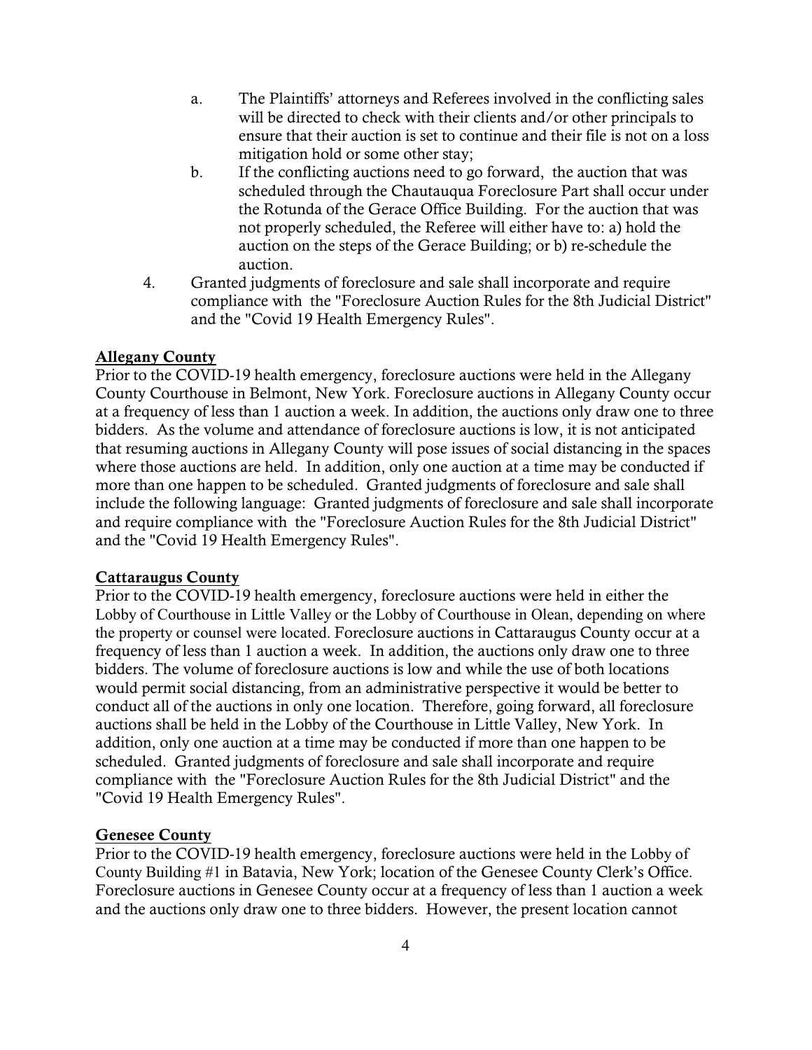a. The Plaintiffs' attorneys and Referees involved in the conflicting sales will be directed to check with their clients and/or other principals to ensure that their auction is set to continue and their file is not on a loss mitigation hold or some other stay;
   b. If the conflicting auctions need to go forward, the auction that was scheduled through the Chautauqua Foreclosure Part shall occur under the Rotunda of the Gerace Office Building. For the auction that was not properly scheduled, the Referee will either have to: a) hold the auction on the steps of the Gerace Building; or b) re-schedule the auction.

4. Granted judgments of foreclosure and sale shall incorporate and require compliance with the "Foreclosure Auction Rules for the 8th Judicial District" and the "Covid 19 Health Emergency Rules".

**Allegany County**

Prior to the COVID-19 health emergency, foreclosure auctions were held in the Allegany County Courthouse in Belmont, New York. Foreclosure auctions in Allegany County occur at a frequency of less than 1 auction a week. In addition, the auctions only draw one to three bidders. As the volume and attendance of foreclosure auctions is low, it is not anticipated that resuming auctions in Allegany County will pose issues of social distancing in the spaces where those auctions are held. In addition, only one auction at a time may be conducted if more than one happen to be scheduled. Granted judgments of foreclosure and sale shall include the following language: Granted judgments of foreclosure and sale shall incorporate and require compliance with the "Foreclosure Auction Rules for the 8th Judicial District" and the "Covid 19 Health Emergency Rules".

**Cattaraugus County**

Prior to the COVID-19 health emergency, foreclosure auctions were held in either the Lobby of Courthouse in Little Valley or the Lobby of Courthouse in Olean, depending on where the property or counsel were located. Foreclosure auctions in Cattaraugus County occur at a frequency of less than 1 auction a week. In addition, the auctions only draw one to three bidders. The volume of foreclosure auctions is low and while the use of both locations would permit social distancing, from an administrative perspective it would be better to conduct all of the auctions in only one location. Therefore, going forward, all foreclosure auctions shall be held in the Lobby of the Courthouse in Little Valley, New York. In addition, only one auction at a time may be conducted if more than one happen to be scheduled. Granted judgments of foreclosure and sale shall incorporate and require compliance with the "Foreclosure Auction Rules for the 8th Judicial District" and the "Covid 19 Health Emergency Rules".

**Genesee County**

Prior to the COVID-19 health emergency, foreclosure auctions were held in the Lobby of County Building #1 in Batavia, New York; location of the Genesee County Clerk's Office. Foreclosure auctions in Genesee County occur at a frequency of less than 1 auction a week and the auctions only draw one to three bidders. However, the present location cannot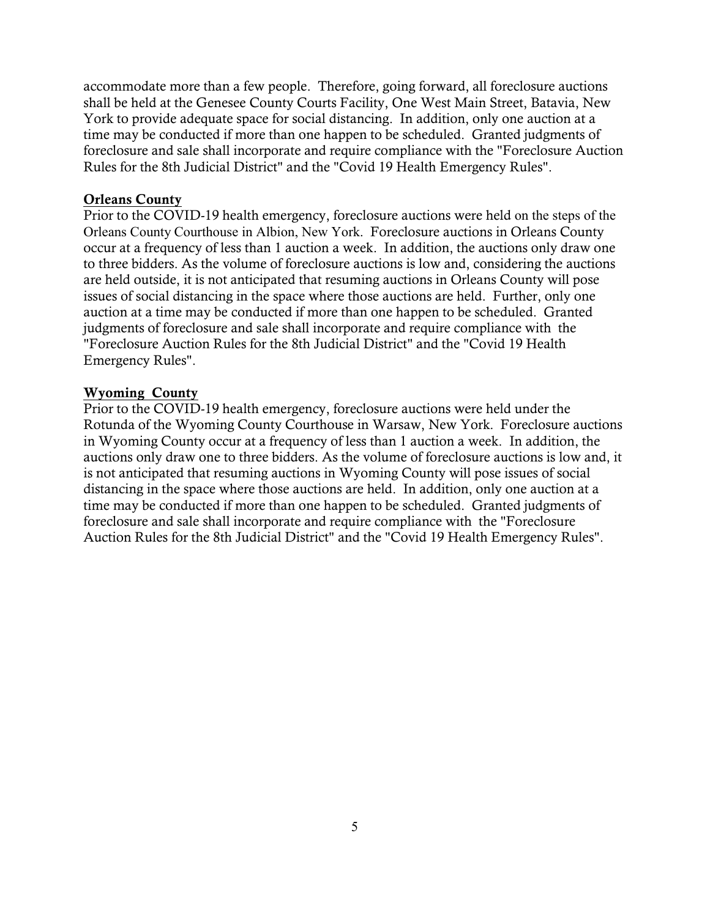accommodate more than a few people. Therefore, going forward, all foreclosure auctions shall be held at the Genesee County Courts Facility, One West Main Street, Batavia, New York to provide adequate space for social distancing. In addition, only one auction at a time may be conducted if more than one happen to be scheduled. Granted judgments of foreclosure and sale shall incorporate and require compliance with the "Foreclosure Auction Rules for the 8th Judicial District" and the "Covid 19 Health Emergency Rules".

**Orleans County**

Prior to the COVID-19 health emergency, foreclosure auctions were held on the steps of the Orleans County Courthouse in Albion, New York. Foreclosure auctions in Orleans County occur at a frequency of less than 1 auction a week. In addition, the auctions only draw one to three bidders. As the volume of foreclosure auctions is low and, considering the auctions are held outside, it is not anticipated that resuming auctions in Orleans County will pose issues of social distancing in the space where those auctions are held. Further, only one auction at a time may be conducted if more than one happen to be scheduled. Granted judgments of foreclosure and sale shall incorporate and require compliance with the "Foreclosure Auction Rules for the 8th Judicial District" and the "Covid 19 Health Emergency Rules".

**Wyoming County**

Prior to the COVID-19 health emergency, foreclosure auctions were held under the Rotunda of the Wyoming County Courthouse in Warsaw, New York. Foreclosure auctions in Wyoming County occur at a frequency of less than 1 auction a week. In addition, the auctions only draw one to three bidders. As the volume of foreclosure auctions is low and, it is not anticipated that resuming auctions in Wyoming County will pose issues of social distancing in the space where those auctions are held. In addition, only one auction at a time may be conducted if more than one happen to be scheduled. Granted judgments of foreclosure and sale shall incorporate and require compliance with the "Foreclosure Auction Rules for the 8th Judicial District" and the "Covid 19 Health Emergency Rules".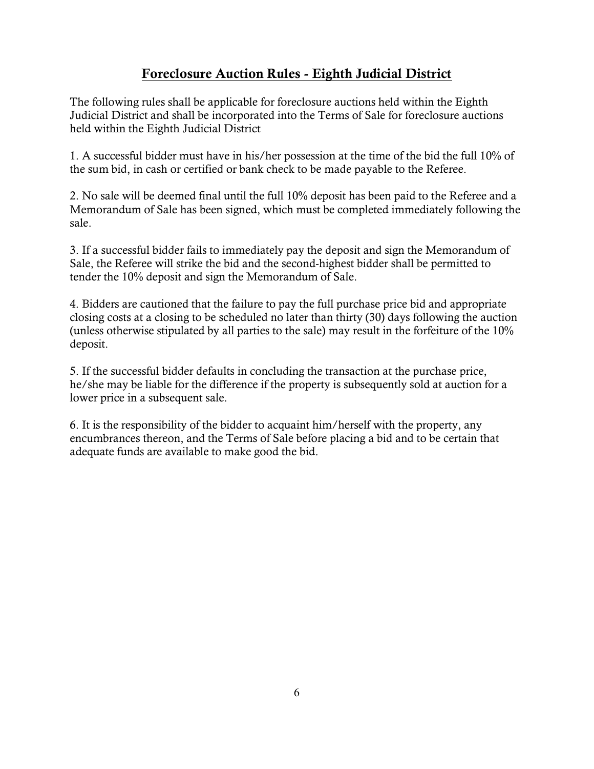## Foreclosure Auction Rules - Eighth Judicial District

The following rules shall be applicable for foreclosure auctions held within the Eighth Judicial District and shall be incorporated into the Terms of Sale for foreclosure auctions held within the Eighth Judicial District

1. A successful bidder must have in his/her possession at the time of the bid the full 10% of the sum bid, in cash or certified or bank check to be made payable to the Referee.

2. No sale will be deemed final until the full 10% deposit has been paid to the Referee and a Memorandum of Sale has been signed, which must be completed immediately following the sale.

3. If a successful bidder fails to immediately pay the deposit and sign the Memorandum of Sale, the Referee will strike the bid and the second-highest bidder shall be permitted to tender the 10% deposit and sign the Memorandum of Sale.

4. Bidders are cautioned that the failure to pay the full purchase price bid and appropriate closing costs at a closing to be scheduled no later than thirty (30) days following the auction (unless otherwise stipulated by all parties to the sale) may result in the forfeiture of the 10% deposit.

5. If the successful bidder defaults in concluding the transaction at the purchase price, he/she may be liable for the difference if the property is subsequently sold at auction for a lower price in a subsequent sale.

6. It is the responsibility of the bidder to acquaint him/herself with the property, any encumbrances thereon, and the Terms of Sale before placing a bid and to be certain that adequate funds are available to make good the bid.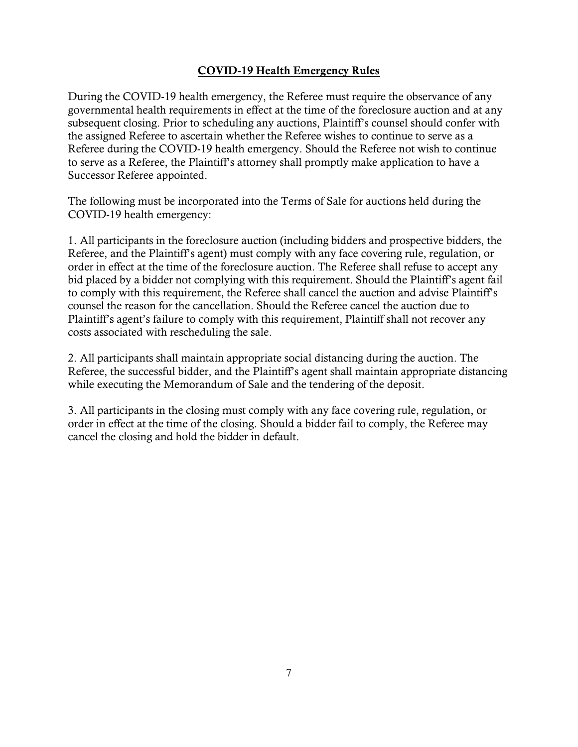## COVID-19 Health Emergency Rules

During the COVID-19 health emergency, the Referee must require the observance of any governmental health requirements in effect at the time of the foreclosure auction and at any subsequent closing. Prior to scheduling any auctions, Plaintiff's counsel should confer with the assigned Referee to ascertain whether the Referee wishes to continue to serve as a Referee during the COVID-19 health emergency. Should the Referee not wish to continue to serve as a Referee, the Plaintiff's attorney shall promptly make application to have a Successor Referee appointed.

The following must be incorporated into the Terms of Sale for auctions held during the COVID-19 health emergency:

1. All participants in the foreclosure auction (including bidders and prospective bidders, the Referee, and the Plaintiff's agent) must comply with any face covering rule, regulation, or order in effect at the time of the foreclosure auction. The Referee shall refuse to accept any bid placed by a bidder not complying with this requirement. Should the Plaintiff's agent fail to comply with this requirement, the Referee shall cancel the auction and advise Plaintiff's counsel the reason for the cancellation. Should the Referee cancel the auction due to Plaintiff's agent's failure to comply with this requirement, Plaintiff shall not recover any costs associated with rescheduling the sale.

2. All participants shall maintain appropriate social distancing during the auction. The Referee, the successful bidder, and the Plaintiff's agent shall maintain appropriate distancing while executing the Memorandum of Sale and the tendering of the deposit.

3. All participants in the closing must comply with any face covering rule, regulation, or order in effect at the time of the closing. Should a bidder fail to comply, the Referee may cancel the closing and hold the bidder in default.